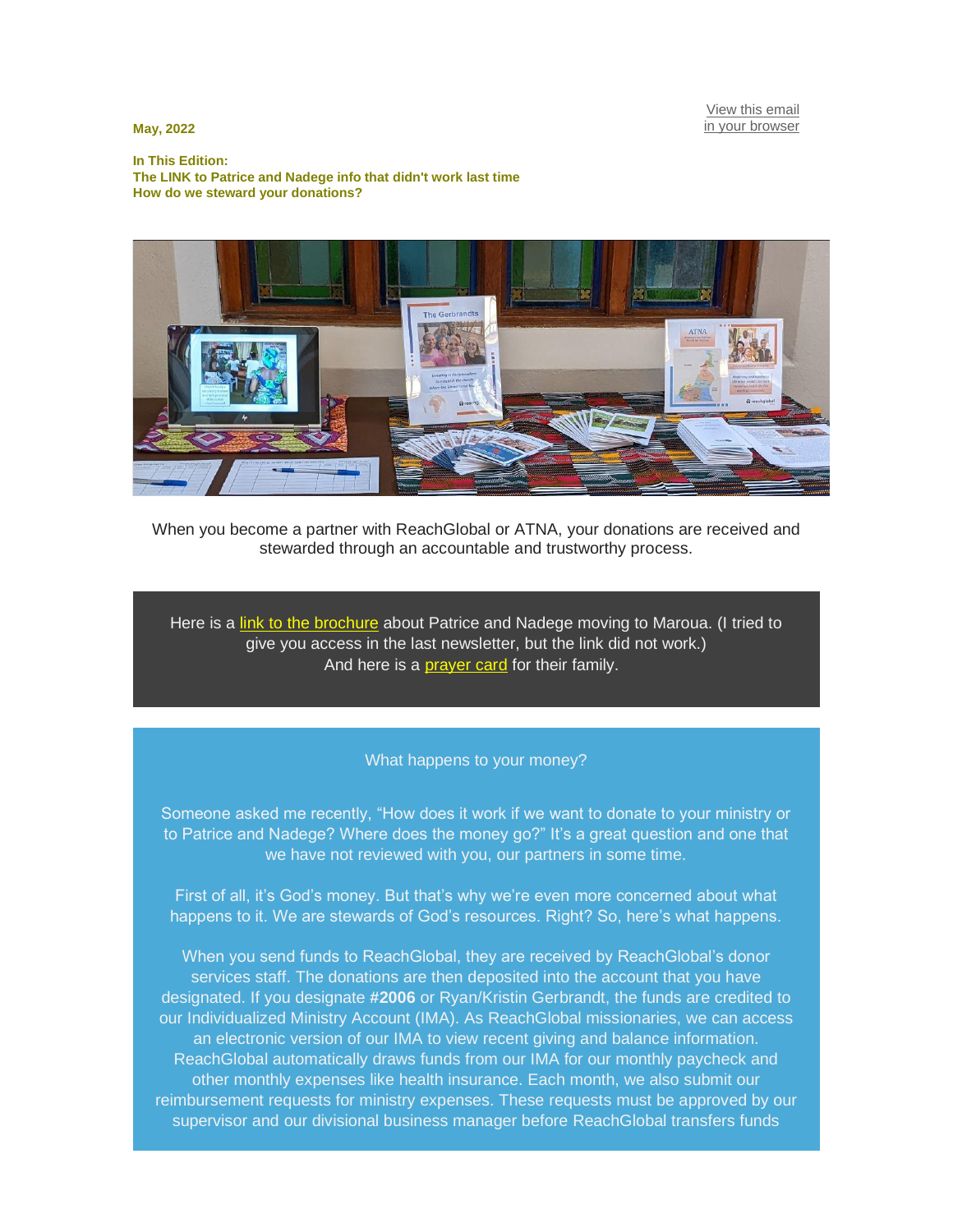[View this email in your browser]

**May, 2022**

**In This Edition:**
**The LINK to Patrice and Nadege info that didn't work last time**
**How do we steward your donations?**

When you become a partner with ReachGlobal or ATNA, your donations are received and stewarded through an accountable and trustworthy process.

Here is a link to the brochure about Patrice and Nadege moving to Maroua. (I tried to give you access in the last newsletter, but the link did not work.)
And here is a prayer card for their family.

What happens to your money?

Someone asked me recently, "How does it work if we want to donate to your ministry or to Patrice and Nadege? Where does the money go?" It's a great question and one that we have not reviewed with you, our partners in some time.

First of all, it's God's money. But that's why we're even more concerned about what happens to it. We are stewards of God's resources. Right? So, here's what happens.

When you send funds to ReachGlobal, they are received by ReachGlobal's donor services staff. The donations are then deposited into the account that you have designated. If you designate **#2006** or Ryan/Kristin Gerbrandt, the funds are credited to our Individualized Ministry Account (IMA). As ReachGlobal missionaries, we can access an electronic version of our IMA to view recent giving and balance information. ReachGlobal automatically draws funds from our IMA for our monthly paycheck and other monthly expenses like health insurance. Each month, we also submit our reimbursement requests for ministry expenses. These requests must be approved by our supervisor and our divisional business manager before ReachGlobal transfers funds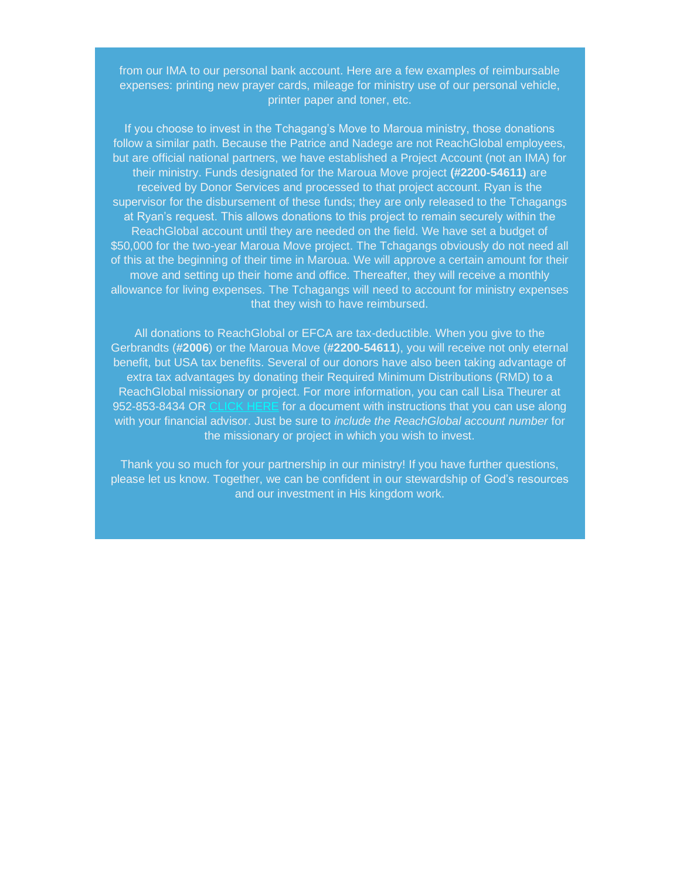from our IMA to our personal bank account. Here are a few examples of reimbursable expenses: printing new prayer cards, mileage for ministry use of our personal vehicle, printer paper and toner, etc.

If you choose to invest in the Tchagang's Move to Maroua ministry, those donations follow a similar path. Because the Patrice and Nadege are not ReachGlobal employees, but are official national partners, we have established a Project Account (not an IMA) for their ministry. Funds designated for the Maroua Move project **(#2200-54611)** are received by Donor Services and processed to that project account. Ryan is the supervisor for the disbursement of these funds; they are only released to the Tchagangs at Ryan's request. This allows donations to this project to remain securely within the ReachGlobal account until they are needed on the field. We have set a budget of $50,000 for the two-year Maroua Move project. The Tchagangs obviously do not need all of this at the beginning of their time in Maroua. We will approve a certain amount for their move and setting up their home and office. Thereafter, they will receive a monthly allowance for living expenses. The Tchagangs will need to account for ministry expenses that they wish to have reimbursed.

All donations to ReachGlobal or EFCA are tax-deductible. When you give to the Gerbrandts (**#2006**) or the Maroua Move (**#2200-54611**), you will receive not only eternal benefit, but USA tax benefits. Several of our donors have also been taking advantage of extra tax advantages by donating their Required Minimum Distributions (RMD) to a ReachGlobal missionary or project. For more information, you can call Lisa Theurer at 952-853-8434 OR CLICK HERE for a document with instructions that you can use along with your financial advisor. Just be sure to *include the ReachGlobal account number* for the missionary or project in which you wish to invest.

Thank you so much for your partnership in our ministry! If you have further questions, please let us know. Together, we can be confident in our stewardship of God's resources and our investment in His kingdom work.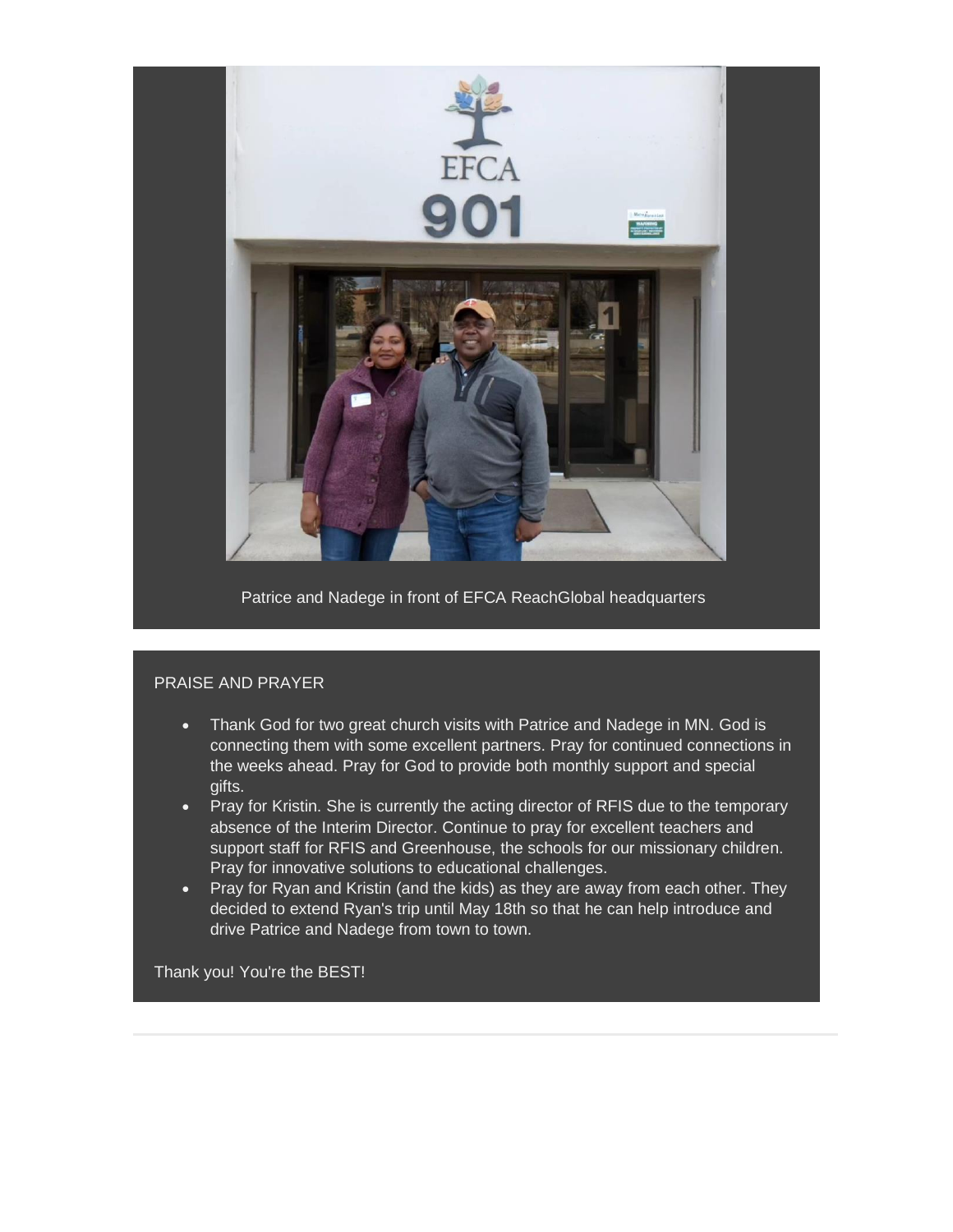Patrice and Nadege in front of EFCA ReachGlobal headquarters

PRAISE AND PRAYER

- Thank God for two great church visits with Patrice and Nadege in MN. God is connecting them with some excellent partners. Pray for continued connections in the weeks ahead. Pray for God to provide both monthly support and special gifts.
- Pray for Kristin. She is currently the acting director of RFIS due to the temporary absence of the Interim Director. Continue to pray for excellent teachers and support staff for RFIS and Greenhouse, the schools for our missionary children. Pray for innovative solutions to educational challenges.
- Pray for Ryan and Kristin (and the kids) as they are away from each other. They decided to extend Ryan's trip until May 18th so that he can help introduce and drive Patrice and Nadege from town to town.

Thank you! You're the BEST!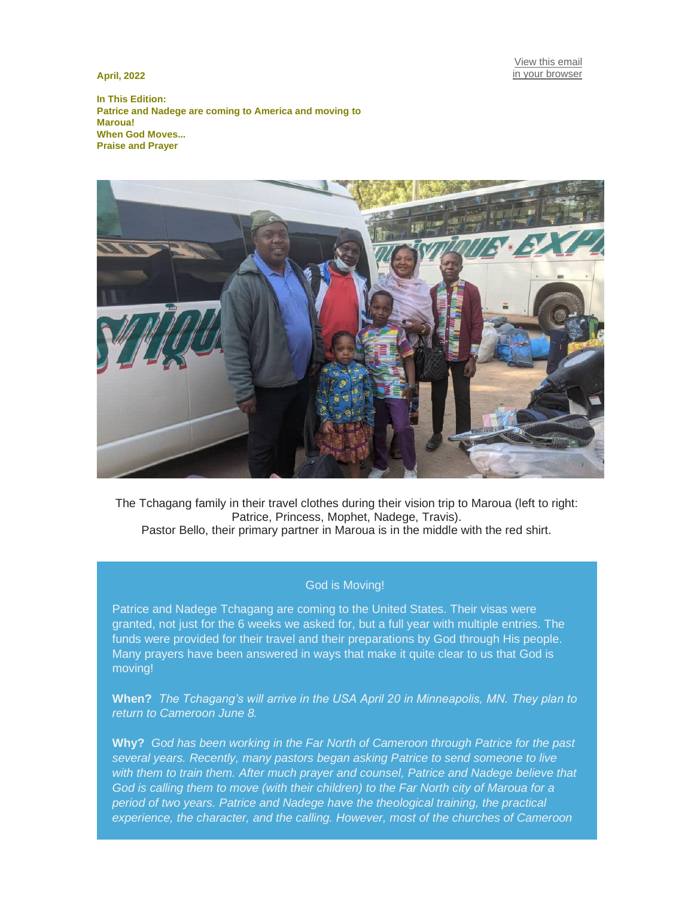April, 2022

View this email in your browser

**In This Edition:**
**Patrice and Nadege are coming to America and moving to Maroua!**
**When God Moves...**
**Praise and Prayer**

The Tchagang family in their travel clothes during their vision trip to Maroua (left to right: Patrice, Princess, Mophet, Nadege, Travis).
Pastor Bello, their primary partner in Maroua is in the middle with the red shirt.

## God is Moving!

Patrice and Nadege Tchagang are coming to the United States. Their visas were granted, not just for the 6 weeks we asked for, but a full year with multiple entries. The funds were provided for their travel and their preparations by God through His people. Many prayers have been answered in ways that make it quite clear to us that God is moving!

**When?** *The Tchagang's will arrive in the USA April 20 in Minneapolis, MN. They plan to return to Cameroon June 8.*

**Why?** *God has been working in the Far North of Cameroon through Patrice for the past several years. Recently, many pastors began asking Patrice to send someone to live with them to train them. After much prayer and counsel, Patrice and Nadege believe that God is calling them to move (with their children) to the Far North city of Maroua for a period of two years. Patrice and Nadege have the theological training, the practical experience, the character, and the calling. However, most of the churches of Cameroon*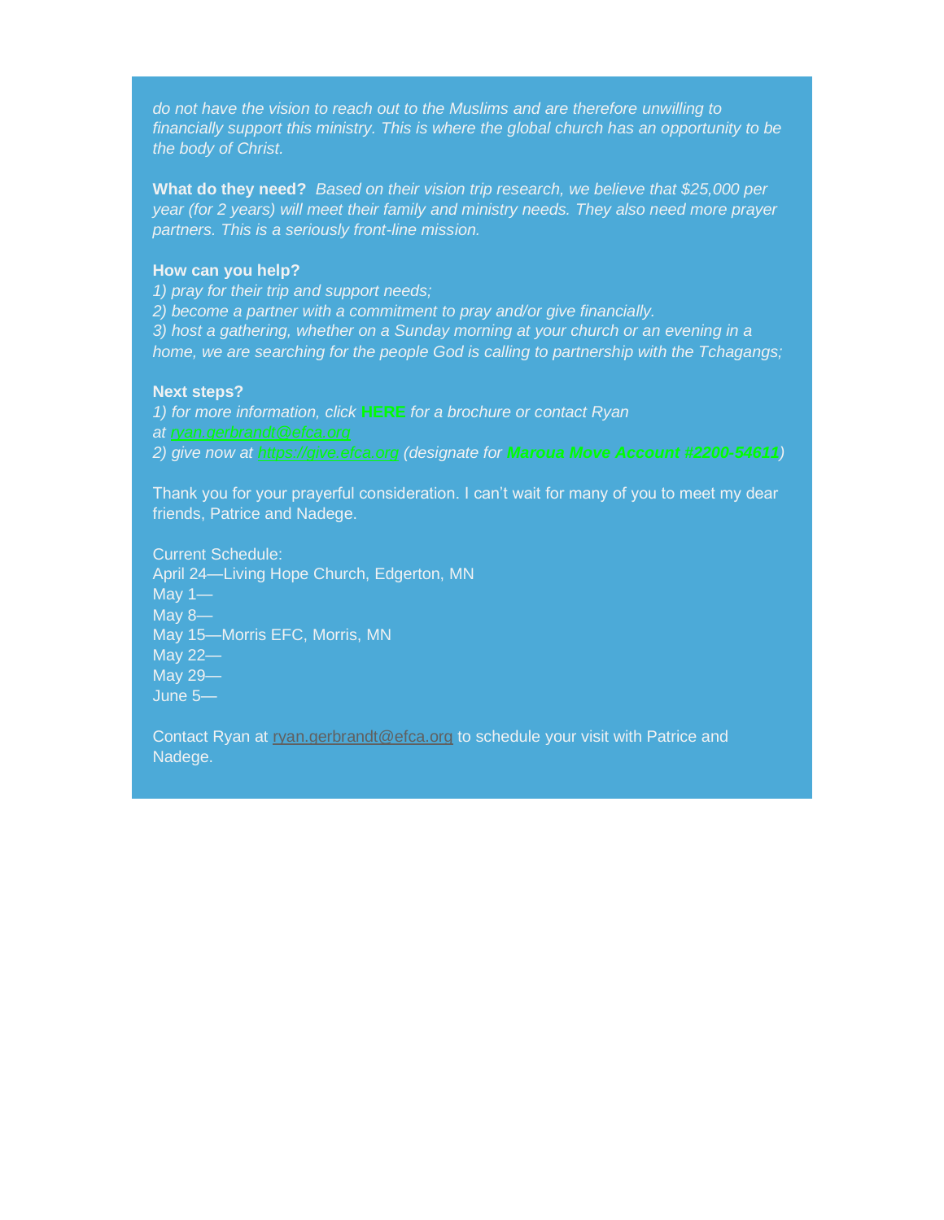*do not have the vision to reach out to the Muslims and are therefore unwilling to financially support this ministry. This is where the global church has an opportunity to be the body of Christ.*

**What do they need?** *Based on their vision trip research, we believe that $25,000 per year (for 2 years) will meet their family and ministry needs. They also need more prayer partners. This is a seriously front-line mission.*

**How can you help?**
*1) pray for their trip and support needs;*
*2) become a partner with a commitment to pray and/or give financially.*
*3) host a gathering, whether on a Sunday morning at your church or an evening in a home, we are searching for the people God is calling to partnership with the Tchagangs;*

**Next steps?**
*1) for more information, click* **HERE** *for a brochure or contact Ryan at ryan.gerbrandt@efca.org*
*2) give now at https://give.efca.org (designate for* ***Maroua Move Account #2200-54611****)*

Thank you for your prayerful consideration. I can't wait for many of you to meet my dear friends, Patrice and Nadege.

Current Schedule:
April 24—Living Hope Church, Edgerton, MN
May 1—
May 8—
May 15—Morris EFC, Morris, MN
May 22—
May 29—
June 5—

Contact Ryan at ryan.gerbrandt@efca.org to schedule your visit with Patrice and Nadege.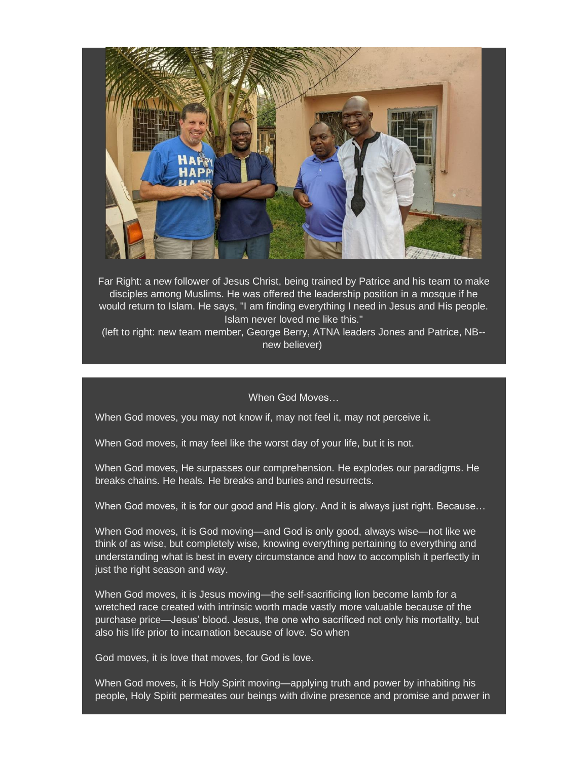Far Right: a new follower of Jesus Christ, being trained by Patrice and his team to make disciples among Muslims. He was offered the leadership position in a mosque if he would return to Islam. He says, "I am finding everything I need in Jesus and His people. Islam never loved me like this."
(left to right: new team member, George Berry, ATNA leaders Jones and Patrice, NB--new believer)

When God Moves…

When God moves, you may not know if, may not feel it, may not perceive it.

When God moves, it may feel like the worst day of your life, but it is not.

When God moves, He surpasses our comprehension. He explodes our paradigms. He breaks chains. He heals. He breaks and buries and resurrects.

When God moves, it is for our good and His glory. And it is always just right. Because…

When God moves, it is God moving—and God is only good, always wise—not like we think of as wise, but completely wise, knowing everything pertaining to everything and understanding what is best in every circumstance and how to accomplish it perfectly in just the right season and way.

When God moves, it is Jesus moving—the self-sacrificing lion become lamb for a wretched race created with intrinsic worth made vastly more valuable because of the purchase price—Jesus' blood. Jesus, the one who sacrificed not only his mortality, but also his life prior to incarnation because of love. So when

God moves, it is love that moves, for God is love.

When God moves, it is Holy Spirit moving—applying truth and power by inhabiting his people, Holy Spirit permeates our beings with divine presence and promise and power in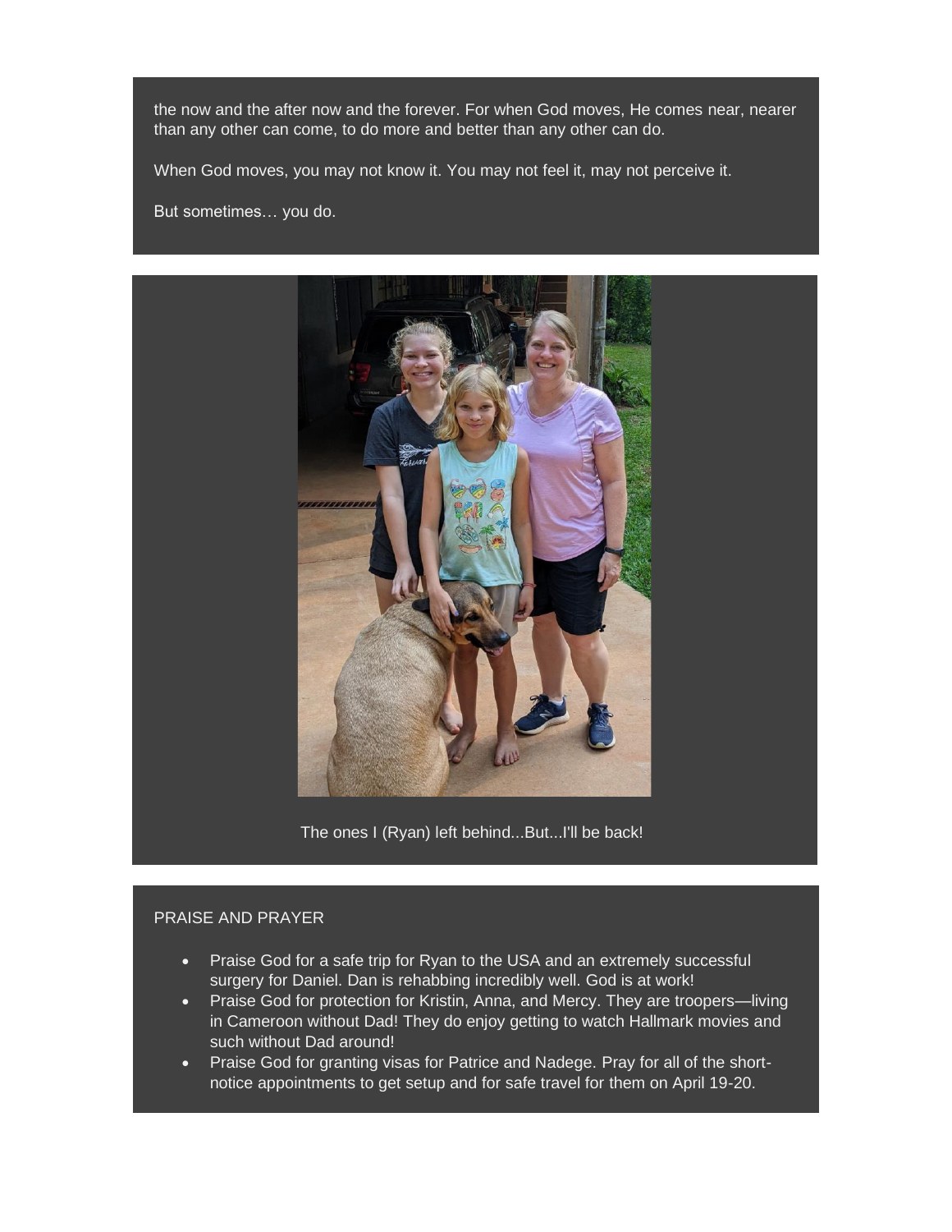the now and the after now and the forever. For when God moves, He comes near, nearer than any other can come, to do more and better than any other can do.

When God moves, you may not know it. You may not feel it, may not perceive it.

But sometimes… you do.

The ones I (Ryan) left behind...But...I'll be back!

PRAISE AND PRAYER

- Praise God for a safe trip for Ryan to the USA and an extremely successful surgery for Daniel. Dan is rehabbing incredibly well. God is at work!
- Praise God for protection for Kristin, Anna, and Mercy. They are troopers—living in Cameroon without Dad! They do enjoy getting to watch Hallmark movies and such without Dad around!
- Praise God for granting visas for Patrice and Nadege. Pray for all of the short-notice appointments to get setup and for safe travel for them on April 19-20.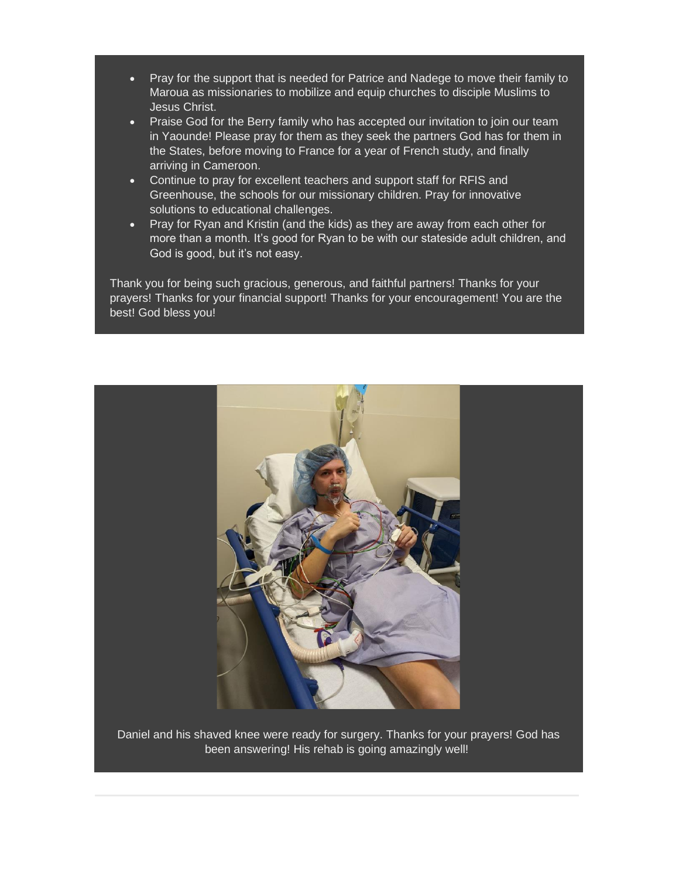- Pray for the support that is needed for Patrice and Nadege to move their family to Maroua as missionaries to mobilize and equip churches to disciple Muslims to Jesus Christ.
- Praise God for the Berry family who has accepted our invitation to join our team in Yaounde! Please pray for them as they seek the partners God has for them in the States, before moving to France for a year of French study, and finally arriving in Cameroon.
- Continue to pray for excellent teachers and support staff for RFIS and Greenhouse, the schools for our missionary children. Pray for innovative solutions to educational challenges.
- Pray for Ryan and Kristin (and the kids) as they are away from each other for more than a month. It's good for Ryan to be with our stateside adult children, and God is good, but it's not easy.

Thank you for being such gracious, generous, and faithful partners! Thanks for your prayers! Thanks for your financial support! Thanks for your encouragement! You are the best! God bless you!

Daniel and his shaved knee were ready for surgery. Thanks for your prayers! God has been answering! His rehab is going amazingly well!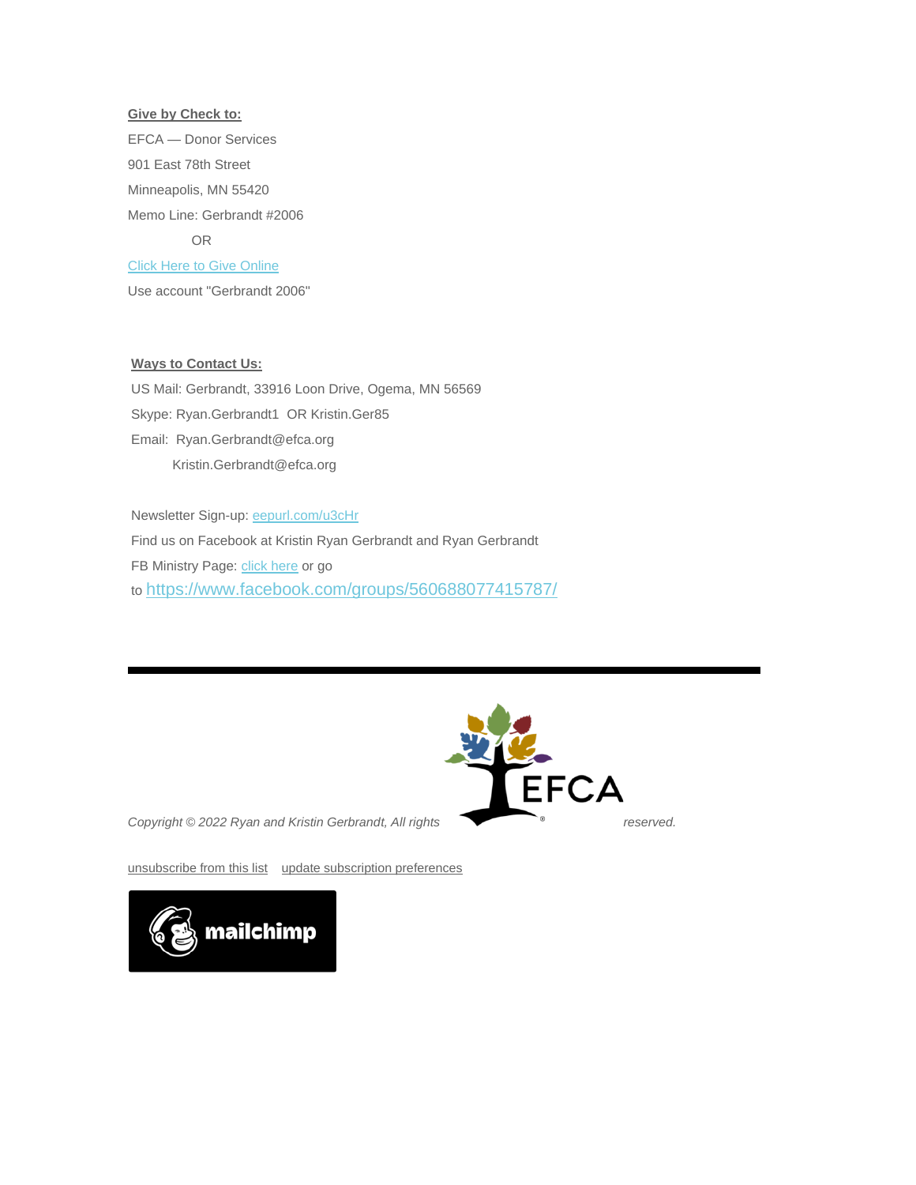**Give by Check to:**

EFCA — Donor Services

901 East 78th Street

Minneapolis, MN 55420

Memo Line: Gerbrandt #2006

OR

Click Here to Give Online

Use account "Gerbrandt 2006"

**Ways to Contact Us:**

US Mail: Gerbrandt, 33916 Loon Drive, Ogema, MN 56569

Skype: Ryan.Gerbrandt1 OR Kristin.Ger85

Email: Ryan.Gerbrandt@efca.org

Kristin.Gerbrandt@efca.org

Newsletter Sign-up: eepurl.com/u3cHr

Find us on Facebook at Kristin Ryan Gerbrandt and Ryan Gerbrandt

FB Ministry Page: click here or go to https://www.facebook.com/groups/560688077415787/

---

EFCA

*Copyright © 2022 Ryan and Kristin Gerbrandt, All rights reserved.*

unsubscribe from this list update subscription preferences

mailchimp